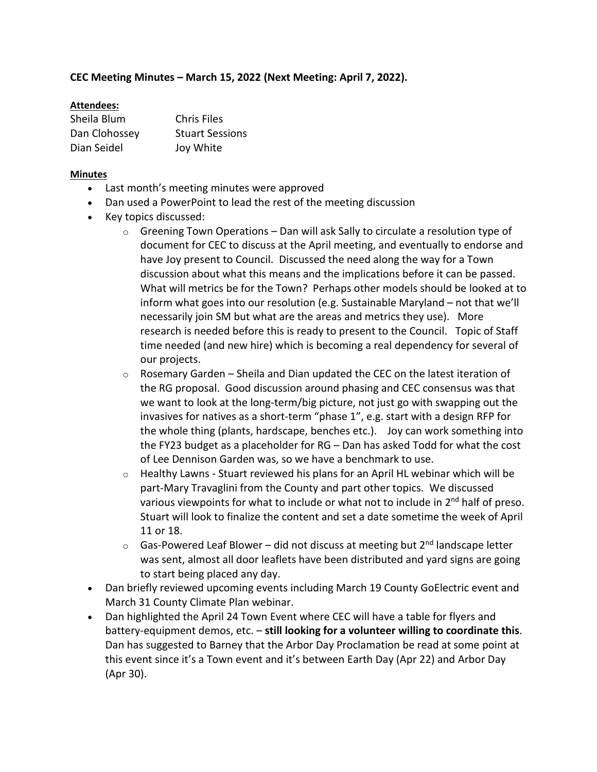**CEC Meeting Minutes – March 15, 2022 (Next Meeting: April 7, 2022).**

**Attendees:**

| | |
|---|---|
| Sheila Blum | Chris Files |
| Dan Clohossey | Stuart Sessions |
| Dian Seidel | Joy White |

**Minutes**

- Last month's meeting minutes were approved
- Dan used a PowerPoint to lead the rest of the meeting discussion
- Key topics discussed:
  - Greening Town Operations – Dan will ask Sally to circulate a resolution type of document for CEC to discuss at the April meeting, and eventually to endorse and have Joy present to Council. Discussed the need along the way for a Town discussion about what this means and the implications before it can be passed. What will metrics be for the Town? Perhaps other models should be looked at to inform what goes into our resolution (e.g. Sustainable Maryland – not that we'll necessarily join SM but what are the areas and metrics they use). More research is needed before this is ready to present to the Council. Topic of Staff time needed (and new hire) which is becoming a real dependency for several of our projects.
  - Rosemary Garden – Sheila and Dian updated the CEC on the latest iteration of the RG proposal. Good discussion around phasing and CEC consensus was that we want to look at the long-term/big picture, not just go with swapping out the invasives for natives as a short-term "phase 1", e.g. start with a design RFP for the whole thing (plants, hardscape, benches etc.). Joy can work something into the FY23 budget as a placeholder for RG – Dan has asked Todd for what the cost of Lee Dennison Garden was, so we have a benchmark to use.
  - Healthy Lawns - Stuart reviewed his plans for an April HL webinar which will be part-Mary Travaglini from the County and part other topics. We discussed various viewpoints for what to include or what not to include in 2nd half of preso. Stuart will look to finalize the content and set a date sometime the week of April 11 or 18.
  - Gas-Powered Leaf Blower – did not discuss at meeting but 2nd landscape letter was sent, almost all door leaflets have been distributed and yard signs are going to start being placed any day.
- Dan briefly reviewed upcoming events including March 19 County GoElectric event and March 31 County Climate Plan webinar.
- Dan highlighted the April 24 Town Event where CEC will have a table for flyers and battery-equipment demos, etc. – **still looking for a volunteer willing to coordinate this**. Dan has suggested to Barney that the Arbor Day Proclamation be read at some point at this event since it's a Town event and it's between Earth Day (Apr 22) and Arbor Day (Apr 30).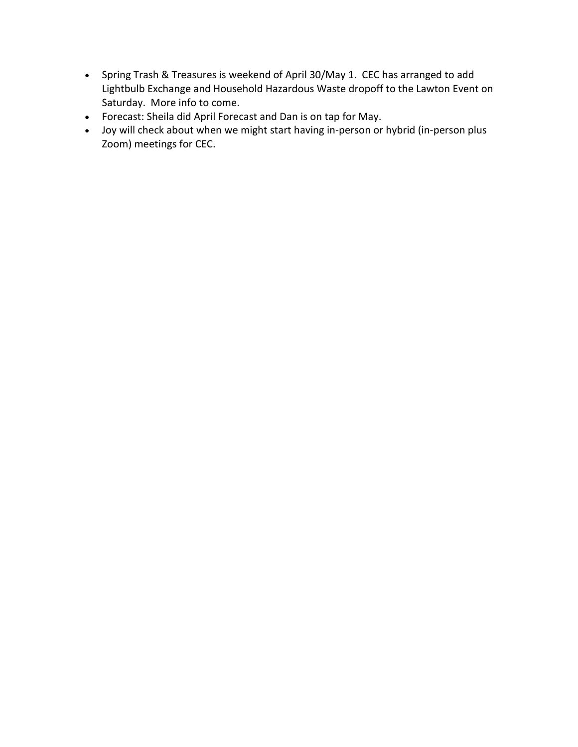- Spring Trash & Treasures is weekend of April 30/May 1. CEC has arranged to add Lightbulb Exchange and Household Hazardous Waste dropoff to the Lawton Event on Saturday. More info to come.
- Forecast: Sheila did April Forecast and Dan is on tap for May.
- Joy will check about when we might start having in-person or hybrid (in-person plus Zoom) meetings for CEC.